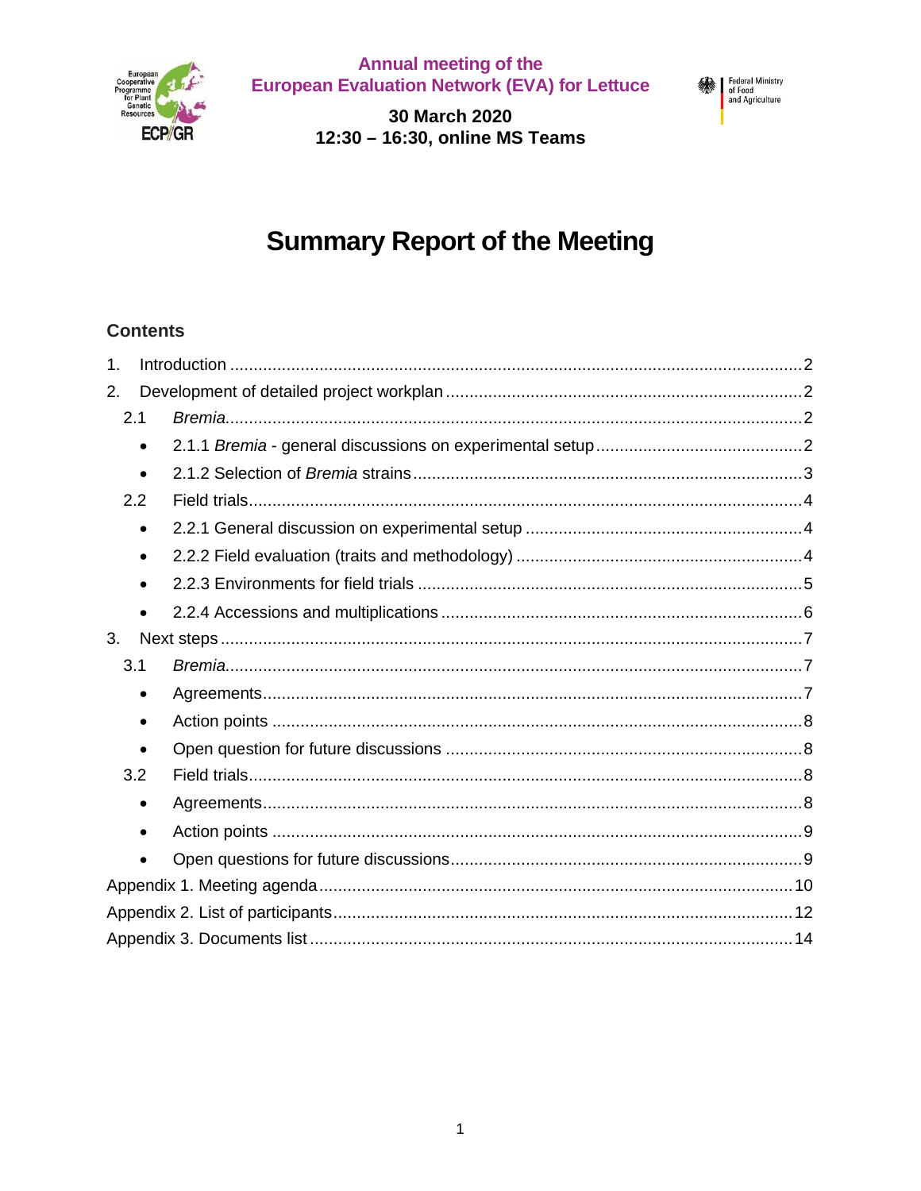Annual meeting of the
European Evaluation Network (EVA) for Lettuce

**30 March 2020**
**12:30 – 16:30, online MS Teams**

# Summary Report of the Meeting

## Contents

1. Introduction ........ 2
2. Development of detailed project workplan ........ 2
   - 2.1 *Bremia* ........ 2
     - 2.1.1 *Bremia* - general discussions on experimental setup ........ 2
     - 2.1.2 Selection of *Bremia* strains ........ 3
   - 2.2 Field trials ........ 4
     - 2.2.1 General discussion on experimental setup ........ 4
     - 2.2.2 Field evaluation (traits and methodology) ........ 4
     - 2.2.3 Environments for field trials ........ 5
     - 2.2.4 Accessions and multiplications ........ 6
3. Next steps ........ 7
   - 3.1 *Bremia* ........ 7
     - Agreements ........ 7
     - Action points ........ 8
     - Open question for future discussions ........ 8
   - 3.2 Field trials ........ 8
     - Agreements ........ 8
     - Action points ........ 9
     - Open questions for future discussions ........ 9

Appendix 1. Meeting agenda ........ 10
Appendix 2. List of participants ........ 12
Appendix 3. Documents list ........ 14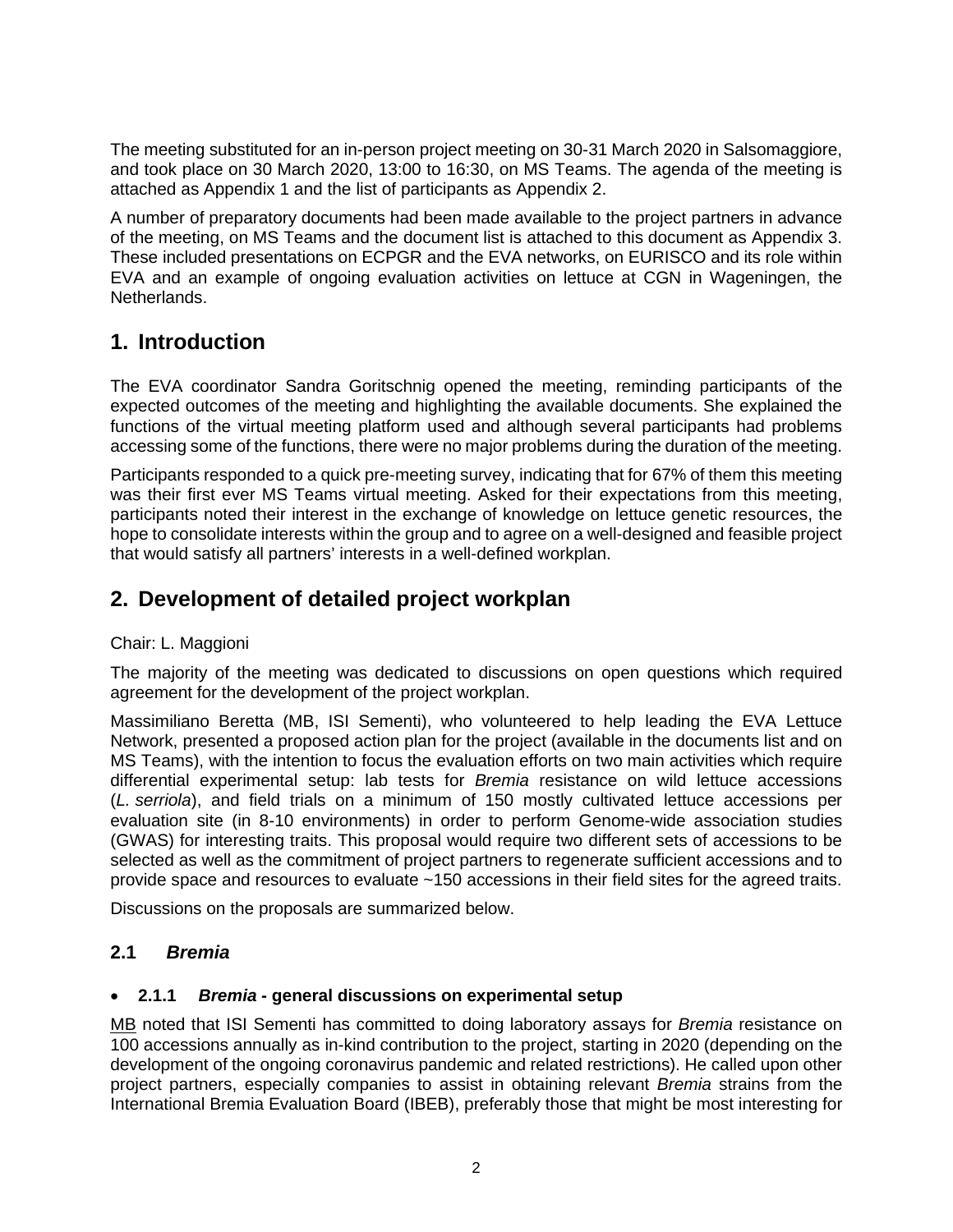The meeting substituted for an in-person project meeting on 30-31 March 2020 in Salsomaggiore, and took place on 30 March 2020, 13:00 to 16:30, on MS Teams. The agenda of the meeting is attached as Appendix 1 and the list of participants as Appendix 2.

A number of preparatory documents had been made available to the project partners in advance of the meeting, on MS Teams and the document list is attached to this document as Appendix 3. These included presentations on ECPGR and the EVA networks, on EURISCO and its role within EVA and an example of ongoing evaluation activities on lettuce at CGN in Wageningen, the Netherlands.

# 1. Introduction

The EVA coordinator Sandra Goritschnig opened the meeting, reminding participants of the expected outcomes of the meeting and highlighting the available documents. She explained the functions of the virtual meeting platform used and although several participants had problems accessing some of the functions, there were no major problems during the duration of the meeting.

Participants responded to a quick pre-meeting survey, indicating that for 67% of them this meeting was their first ever MS Teams virtual meeting. Asked for their expectations from this meeting, participants noted their interest in the exchange of knowledge on lettuce genetic resources, the hope to consolidate interests within the group and to agree on a well-designed and feasible project that would satisfy all partners' interests in a well-defined workplan.

# 2. Development of detailed project workplan

Chair: L. Maggioni

The majority of the meeting was dedicated to discussions on open questions which required agreement for the development of the project workplan.

Massimiliano Beretta (MB, ISI Sementi), who volunteered to help leading the EVA Lettuce Network, presented a proposed action plan for the project (available in the documents list and on MS Teams), with the intention to focus the evaluation efforts on two main activities which require differential experimental setup: lab tests for *Bremia* resistance on wild lettuce accessions (*L. serriola*), and field trials on a minimum of 150 mostly cultivated lettuce accessions per evaluation site (in 8-10 environments) in order to perform Genome-wide association studies (GWAS) for interesting traits. This proposal would require two different sets of accessions to be selected as well as the commitment of project partners to regenerate sufficient accessions and to provide space and resources to evaluate ~150 accessions in their field sites for the agreed traits.

Discussions on the proposals are summarized below.

## 2.1 *Bremia*

- ### 2.1.1 *Bremia* - general discussions on experimental setup

MB noted that ISI Sementi has committed to doing laboratory assays for *Bremia* resistance on 100 accessions annually as in-kind contribution to the project, starting in 2020 (depending on the development of the ongoing coronavirus pandemic and related restrictions). He called upon other project partners, especially companies to assist in obtaining relevant *Bremia* strains from the International Bremia Evaluation Board (IBEB), preferably those that might be most interesting for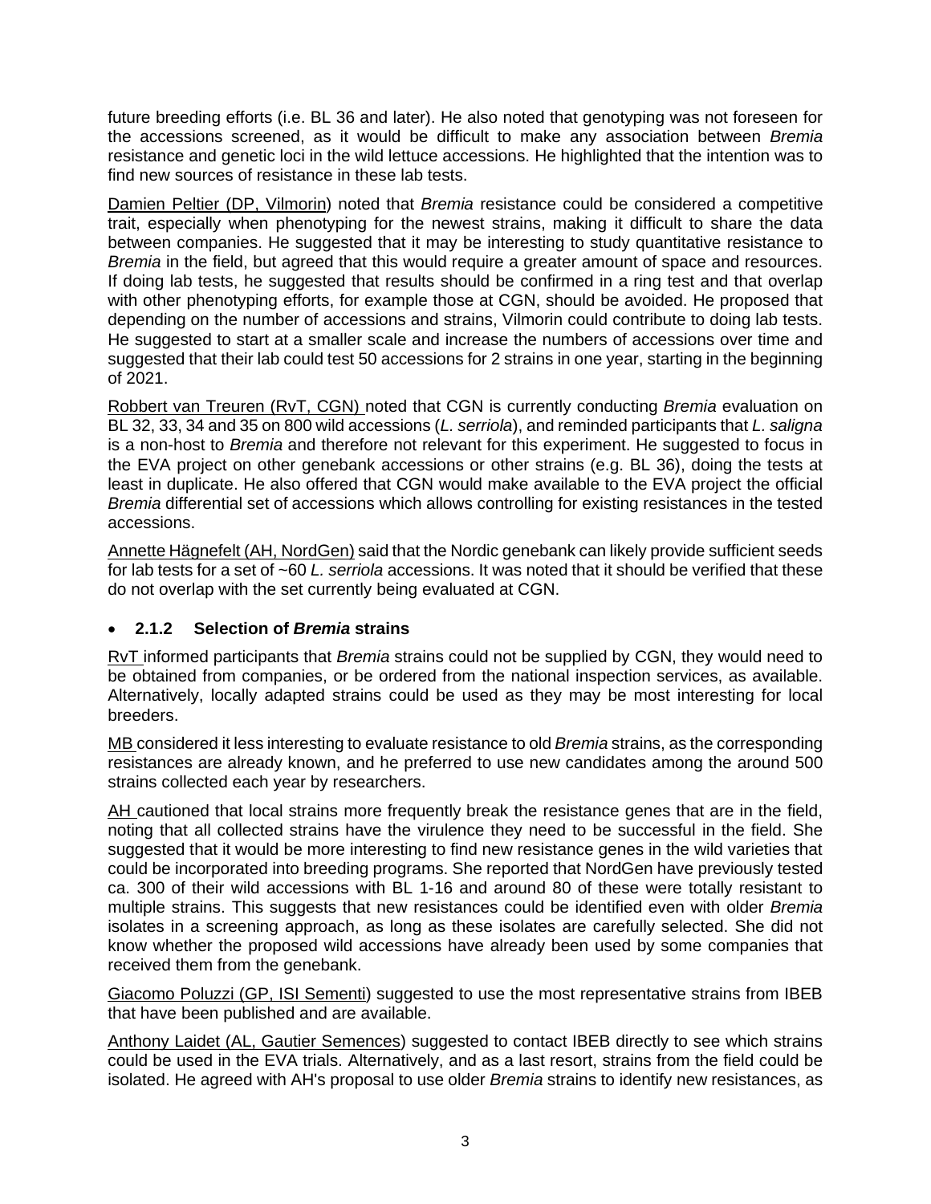future breeding efforts (i.e. BL 36 and later). He also noted that genotyping was not foreseen for the accessions screened, as it would be difficult to make any association between *Bremia* resistance and genetic loci in the wild lettuce accessions. He highlighted that the intention was to find new sources of resistance in these lab tests.

Damien Peltier (DP, Vilmorin) noted that *Bremia* resistance could be considered a competitive trait, especially when phenotyping for the newest strains, making it difficult to share the data between companies. He suggested that it may be interesting to study quantitative resistance to *Bremia* in the field, but agreed that this would require a greater amount of space and resources. If doing lab tests, he suggested that results should be confirmed in a ring test and that overlap with other phenotyping efforts, for example those at CGN, should be avoided. He proposed that depending on the number of accessions and strains, Vilmorin could contribute to doing lab tests. He suggested to start at a smaller scale and increase the numbers of accessions over time and suggested that their lab could test 50 accessions for 2 strains in one year, starting in the beginning of 2021.

Robbert van Treuren (RvT, CGN) noted that CGN is currently conducting *Bremia* evaluation on BL 32, 33, 34 and 35 on 800 wild accessions (*L. serriola*), and reminded participants that *L. saligna* is a non-host to *Bremia* and therefore not relevant for this experiment. He suggested to focus in the EVA project on other genebank accessions or other strains (e.g. BL 36), doing the tests at least in duplicate. He also offered that CGN would make available to the EVA project the official *Bremia* differential set of accessions which allows controlling for existing resistances in the tested accessions.

Annette Hägnefelt (AH, NordGen) said that the Nordic genebank can likely provide sufficient seeds for lab tests for a set of ~60 *L. serriola* accessions. It was noted that it should be verified that these do not overlap with the set currently being evaluated at CGN.

- **2.1.2 Selection of *Bremia* strains**

RvT informed participants that *Bremia* strains could not be supplied by CGN, they would need to be obtained from companies, or be ordered from the national inspection services, as available. Alternatively, locally adapted strains could be used as they may be most interesting for local breeders.

MB considered it less interesting to evaluate resistance to old *Bremia* strains, as the corresponding resistances are already known, and he preferred to use new candidates among the around 500 strains collected each year by researchers.

AH cautioned that local strains more frequently break the resistance genes that are in the field, noting that all collected strains have the virulence they need to be successful in the field. She suggested that it would be more interesting to find new resistance genes in the wild varieties that could be incorporated into breeding programs. She reported that NordGen have previously tested ca. 300 of their wild accessions with BL 1-16 and around 80 of these were totally resistant to multiple strains. This suggests that new resistances could be identified even with older *Bremia* isolates in a screening approach, as long as these isolates are carefully selected. She did not know whether the proposed wild accessions have already been used by some companies that received them from the genebank.

Giacomo Poluzzi (GP, ISI Sementi) suggested to use the most representative strains from IBEB that have been published and are available.

Anthony Laidet (AL, Gautier Semences) suggested to contact IBEB directly to see which strains could be used in the EVA trials. Alternatively, and as a last resort, strains from the field could be isolated. He agreed with AH's proposal to use older *Bremia* strains to identify new resistances, as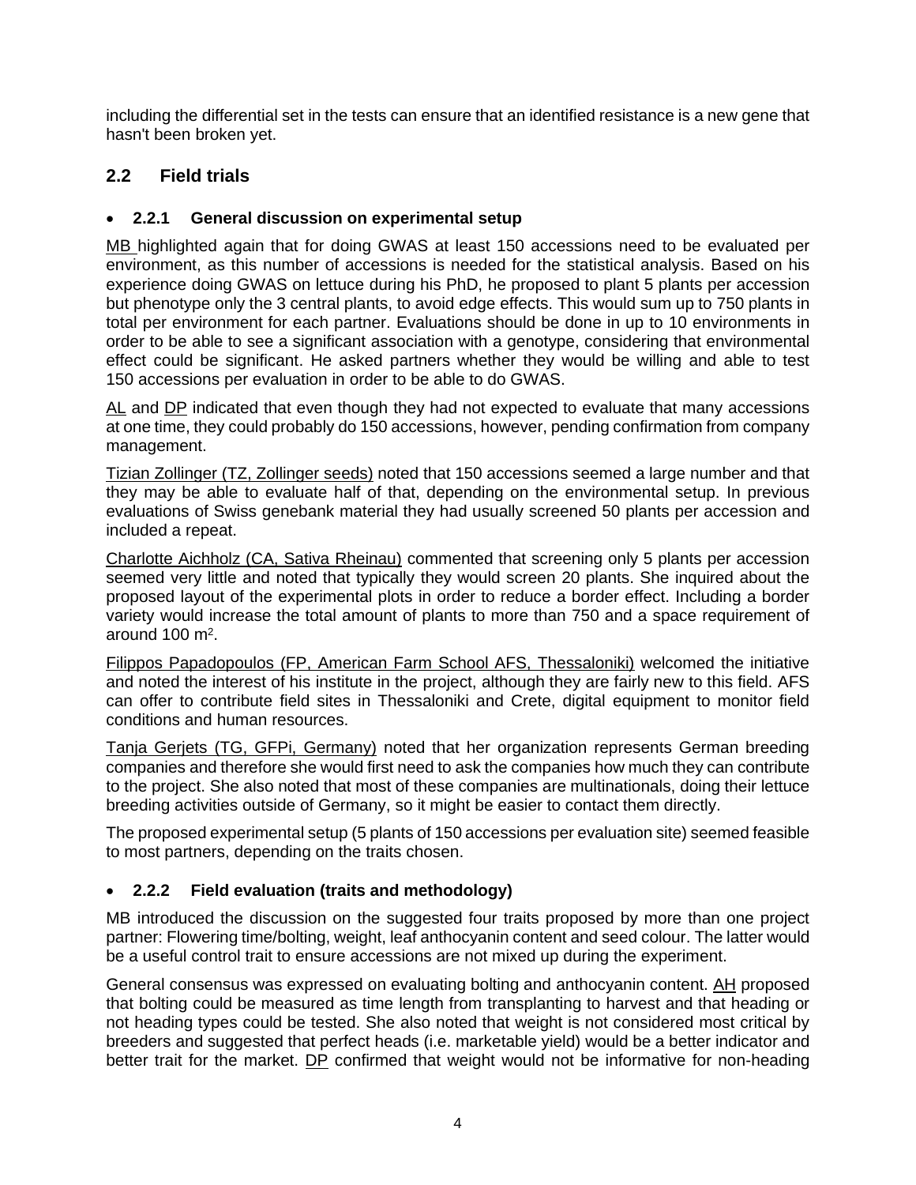including the differential set in the tests can ensure that an identified resistance is a new gene that hasn't been broken yet.

## 2.2 Field trials

### 2.2.1 General discussion on experimental setup

MB highlighted again that for doing GWAS at least 150 accessions need to be evaluated per environment, as this number of accessions is needed for the statistical analysis. Based on his experience doing GWAS on lettuce during his PhD, he proposed to plant 5 plants per accession but phenotype only the 3 central plants, to avoid edge effects. This would sum up to 750 plants in total per environment for each partner. Evaluations should be done in up to 10 environments in order to be able to see a significant association with a genotype, considering that environmental effect could be significant. He asked partners whether they would be willing and able to test 150 accessions per evaluation in order to be able to do GWAS.

AL and DP indicated that even though they had not expected to evaluate that many accessions at one time, they could probably do 150 accessions, however, pending confirmation from company management.

Tizian Zollinger (TZ, Zollinger seeds) noted that 150 accessions seemed a large number and that they may be able to evaluate half of that, depending on the environmental setup. In previous evaluations of Swiss genebank material they had usually screened 50 plants per accession and included a repeat.

Charlotte Aichholz (CA, Sativa Rheinau) commented that screening only 5 plants per accession seemed very little and noted that typically they would screen 20 plants. She inquired about the proposed layout of the experimental plots in order to reduce a border effect. Including a border variety would increase the total amount of plants to more than 750 and a space requirement of around 100 $m^2$.

Filippos Papadopoulos (FP, American Farm School AFS, Thessaloniki) welcomed the initiative and noted the interest of his institute in the project, although they are fairly new to this field. AFS can offer to contribute field sites in Thessaloniki and Crete, digital equipment to monitor field conditions and human resources.

Tanja Gerjets (TG, GFPi, Germany) noted that her organization represents German breeding companies and therefore she would first need to ask the companies how much they can contribute to the project. She also noted that most of these companies are multinationals, doing their lettuce breeding activities outside of Germany, so it might be easier to contact them directly.

The proposed experimental setup (5 plants of 150 accessions per evaluation site) seemed feasible to most partners, depending on the traits chosen.

### 2.2.2 Field evaluation (traits and methodology)

MB introduced the discussion on the suggested four traits proposed by more than one project partner: Flowering time/bolting, weight, leaf anthocyanin content and seed colour. The latter would be a useful control trait to ensure accessions are not mixed up during the experiment.

General consensus was expressed on evaluating bolting and anthocyanin content. AH proposed that bolting could be measured as time length from transplanting to harvest and that heading or not heading types could be tested. She also noted that weight is not considered most critical by breeders and suggested that perfect heads (i.e. marketable yield) would be a better indicator and better trait for the market. DP confirmed that weight would not be informative for non-heading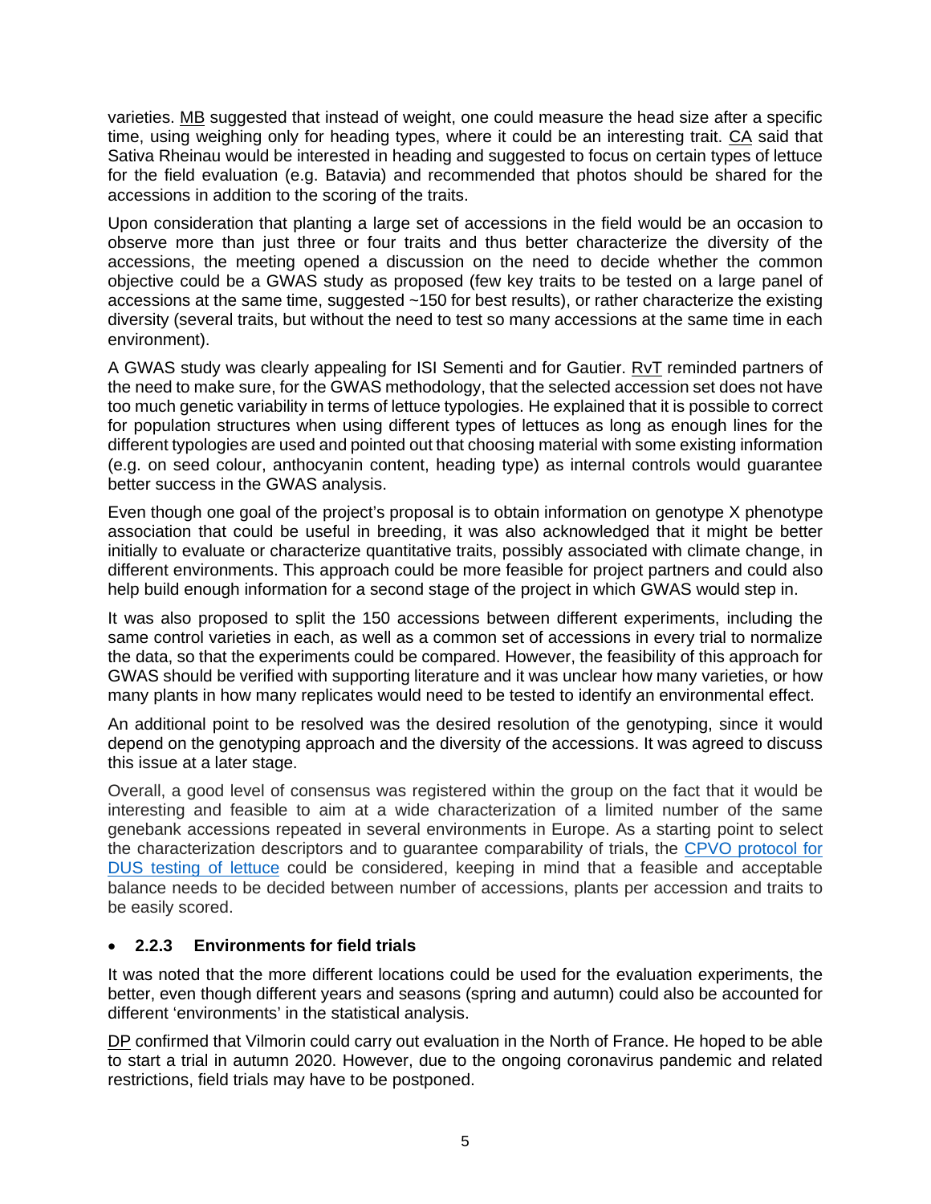varieties. MB suggested that instead of weight, one could measure the head size after a specific time, using weighing only for heading types, where it could be an interesting trait. CA said that Sativa Rheinau would be interested in heading and suggested to focus on certain types of lettuce for the field evaluation (e.g. Batavia) and recommended that photos should be shared for the accessions in addition to the scoring of the traits.

Upon consideration that planting a large set of accessions in the field would be an occasion to observe more than just three or four traits and thus better characterize the diversity of the accessions, the meeting opened a discussion on the need to decide whether the common objective could be a GWAS study as proposed (few key traits to be tested on a large panel of accessions at the same time, suggested ~150 for best results), or rather characterize the existing diversity (several traits, but without the need to test so many accessions at the same time in each environment).

A GWAS study was clearly appealing for ISI Sementi and for Gautier. RvT reminded partners of the need to make sure, for the GWAS methodology, that the selected accession set does not have too much genetic variability in terms of lettuce typologies. He explained that it is possible to correct for population structures when using different types of lettuces as long as enough lines for the different typologies are used and pointed out that choosing material with some existing information (e.g. on seed colour, anthocyanin content, heading type) as internal controls would guarantee better success in the GWAS analysis.

Even though one goal of the project's proposal is to obtain information on genotype X phenotype association that could be useful in breeding, it was also acknowledged that it might be better initially to evaluate or characterize quantitative traits, possibly associated with climate change, in different environments. This approach could be more feasible for project partners and could also help build enough information for a second stage of the project in which GWAS would step in.

It was also proposed to split the 150 accessions between different experiments, including the same control varieties in each, as well as a common set of accessions in every trial to normalize the data, so that the experiments could be compared. However, the feasibility of this approach for GWAS should be verified with supporting literature and it was unclear how many varieties, or how many plants in how many replicates would need to be tested to identify an environmental effect.

An additional point to be resolved was the desired resolution of the genotyping, since it would depend on the genotyping approach and the diversity of the accessions. It was agreed to discuss this issue at a later stage.

Overall, a good level of consensus was registered within the group on the fact that it would be interesting and feasible to aim at a wide characterization of a limited number of the same genebank accessions repeated in several environments in Europe. As a starting point to select the characterization descriptors and to guarantee comparability of trials, the CPVO protocol for DUS testing of lettuce could be considered, keeping in mind that a feasible and acceptable balance needs to be decided between number of accessions, plants per accession and traits to be easily scored.

- **2.2.3 Environments for field trials**

It was noted that the more different locations could be used for the evaluation experiments, the better, even though different years and seasons (spring and autumn) could also be accounted for different 'environments' in the statistical analysis.

DP confirmed that Vilmorin could carry out evaluation in the North of France. He hoped to be able to start a trial in autumn 2020. However, due to the ongoing coronavirus pandemic and related restrictions, field trials may have to be postponed.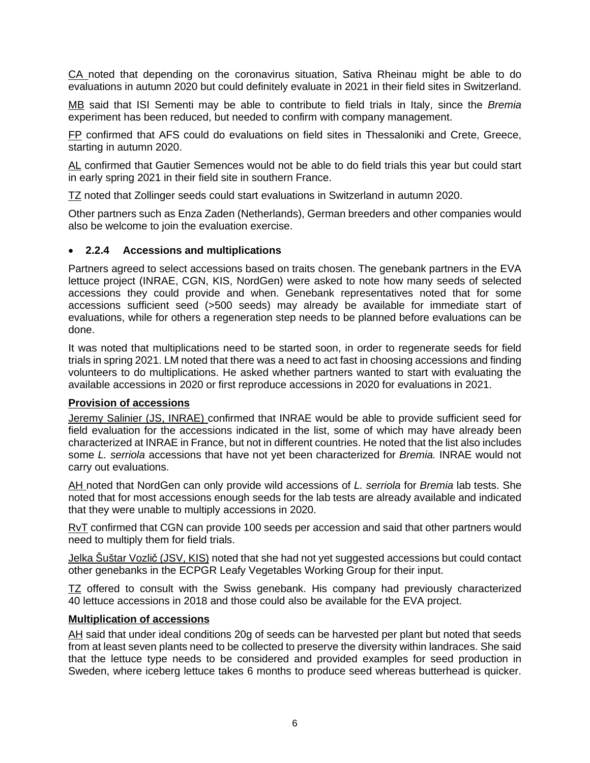CA noted that depending on the coronavirus situation, Sativa Rheinau might be able to do evaluations in autumn 2020 but could definitely evaluate in 2021 in their field sites in Switzerland.

MB said that ISI Sementi may be able to contribute to field trials in Italy, since the *Bremia* experiment has been reduced, but needed to confirm with company management.

FP confirmed that AFS could do evaluations on field sites in Thessaloniki and Crete, Greece, starting in autumn 2020.

AL confirmed that Gautier Semences would not be able to do field trials this year but could start in early spring 2021 in their field site in southern France.

TZ noted that Zollinger seeds could start evaluations in Switzerland in autumn 2020.

Other partners such as Enza Zaden (Netherlands), German breeders and other companies would also be welcome to join the evaluation exercise.

- **2.2.4 Accessions and multiplications**

Partners agreed to select accessions based on traits chosen. The genebank partners in the EVA lettuce project (INRAE, CGN, KIS, NordGen) were asked to note how many seeds of selected accessions they could provide and when. Genebank representatives noted that for some accessions sufficient seed (>500 seeds) may already be available for immediate start of evaluations, while for others a regeneration step needs to be planned before evaluations can be done.

It was noted that multiplications need to be started soon, in order to regenerate seeds for field trials in spring 2021. LM noted that there was a need to act fast in choosing accessions and finding volunteers to do multiplications. He asked whether partners wanted to start with evaluating the available accessions in 2020 or first reproduce accessions in 2020 for evaluations in 2021.

**Provision of accessions**

Jeremy Salinier (JS, INRAE) confirmed that INRAE would be able to provide sufficient seed for field evaluation for the accessions indicated in the list, some of which may have already been characterized at INRAE in France, but not in different countries. He noted that the list also includes some *L. serriola* accessions that have not yet been characterized for *Bremia.* INRAE would not carry out evaluations.

AH noted that NordGen can only provide wild accessions of *L. serriola* for *Bremia* lab tests. She noted that for most accessions enough seeds for the lab tests are already available and indicated that they were unable to multiply accessions in 2020.

RvT confirmed that CGN can provide 100 seeds per accession and said that other partners would need to multiply them for field trials.

Jelka Šuštar Vozlič (JSV, KIS) noted that she had not yet suggested accessions but could contact other genebanks in the ECPGR Leafy Vegetables Working Group for their input.

TZ offered to consult with the Swiss genebank. His company had previously characterized 40 lettuce accessions in 2018 and those could also be available for the EVA project.

**Multiplication of accessions**

AH said that under ideal conditions 20g of seeds can be harvested per plant but noted that seeds from at least seven plants need to be collected to preserve the diversity within landraces. She said that the lettuce type needs to be considered and provided examples for seed production in Sweden, where iceberg lettuce takes 6 months to produce seed whereas butterhead is quicker.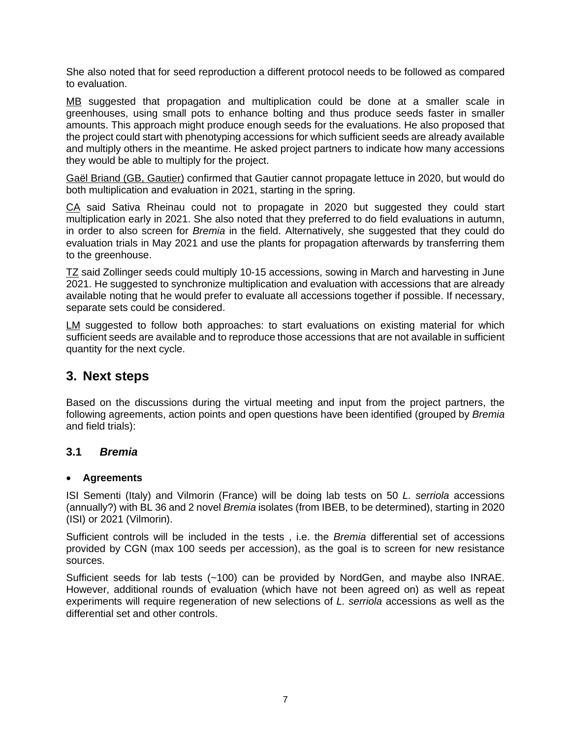She also noted that for seed reproduction a different protocol needs to be followed as compared to evaluation.

MB suggested that propagation and multiplication could be done at a smaller scale in greenhouses, using small pots to enhance bolting and thus produce seeds faster in smaller amounts. This approach might produce enough seeds for the evaluations. He also proposed that the project could start with phenotyping accessions for which sufficient seeds are already available and multiply others in the meantime. He asked project partners to indicate how many accessions they would be able to multiply for the project.

Gaël Briand (GB, Gautier) confirmed that Gautier cannot propagate lettuce in 2020, but would do both multiplication and evaluation in 2021, starting in the spring.

CA said Sativa Rheinau could not to propagate in 2020 but suggested they could start multiplication early in 2021. She also noted that they preferred to do field evaluations in autumn, in order to also screen for *Bremia* in the field. Alternatively, she suggested that they could do evaluation trials in May 2021 and use the plants for propagation afterwards by transferring them to the greenhouse.

TZ said Zollinger seeds could multiply 10-15 accessions, sowing in March and harvesting in June 2021. He suggested to synchronize multiplication and evaluation with accessions that are already available noting that he would prefer to evaluate all accessions together if possible. If necessary, separate sets could be considered.

LM suggested to follow both approaches: to start evaluations on existing material for which sufficient seeds are available and to reproduce those accessions that are not available in sufficient quantity for the next cycle.

# 3. Next steps

Based on the discussions during the virtual meeting and input from the project partners, the following agreements, action points and open questions have been identified (grouped by *Bremia* and field trials):

## 3.1 *Bremia*

- **Agreements**

ISI Sementi (Italy) and Vilmorin (France) will be doing lab tests on 50 *L. serriola* accessions (annually?) with BL 36 and 2 novel *Bremia* isolates (from IBEB, to be determined), starting in 2020 (ISI) or 2021 (Vilmorin).

Sufficient controls will be included in the tests , i.e. the *Bremia* differential set of accessions provided by CGN (max 100 seeds per accession), as the goal is to screen for new resistance sources.

Sufficient seeds for lab tests (~100) can be provided by NordGen, and maybe also INRAE. However, additional rounds of evaluation (which have not been agreed on) as well as repeat experiments will require regeneration of new selections of *L. serriola* accessions as well as the differential set and other controls.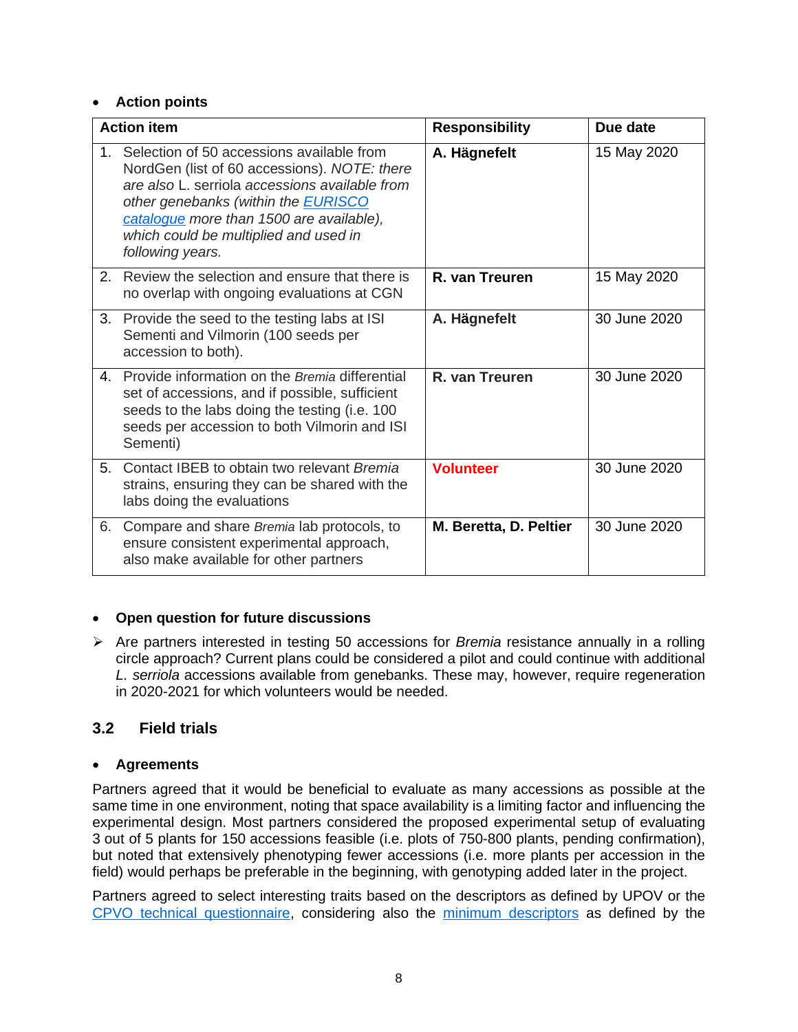- **Action points**

| Action item | Responsibility | Due date |
|---|---|---|
| 1. Selection of 50 accessions available from NordGen (list of 60 accessions). *NOTE: there are also* L. serriola *accessions available from other genebanks (within the [EURISCO catalogue](#) more than 1500 are available), which could be multiplied and used in following years.* | **A. Hägnefelt** | 15 May 2020 |
| 2. Review the selection and ensure that there is no overlap with ongoing evaluations at CGN | **R. van Treuren** | 15 May 2020 |
| 3. Provide the seed to the testing labs at ISI Sementi and Vilmorin (100 seeds per accession to both). | **A. Hägnefelt** | 30 June 2020 |
| 4. Provide information on the *Bremia* differential set of accessions, and if possible, sufficient seeds to the labs doing the testing (i.e. 100 seeds per accession to both Vilmorin and ISI Sementi) | **R. van Treuren** | 30 June 2020 |
| 5. Contact IBEB to obtain two relevant *Bremia* strains, ensuring they can be shared with the labs doing the evaluations | **Volunteer** | 30 June 2020 |
| 6. Compare and share *Bremia* lab protocols, to ensure consistent experimental approach, also make available for other partners | **M. Beretta, D. Peltier** | 30 June 2020 |

- **Open question for future discussions**

➢ Are partners interested in testing 50 accessions for *Bremia* resistance annually in a rolling circle approach? Current plans could be considered a pilot and could continue with additional *L. serriola* accessions available from genebanks. These may, however, require regeneration in 2020-2021 for which volunteers would be needed.

## 3.2 Field trials

- **Agreements**

Partners agreed that it would be beneficial to evaluate as many accessions as possible at the same time in one environment, noting that space availability is a limiting factor and influencing the experimental design. Most partners considered the proposed experimental setup of evaluating 3 out of 5 plants for 150 accessions feasible (i.e. plots of 750-800 plants, pending confirmation), but noted that extensively phenotyping fewer accessions (i.e. more plants per accession in the field) would perhaps be preferable in the beginning, with genotyping added later in the project.

Partners agreed to select interesting traits based on the descriptors as defined by UPOV or the [CPVO technical questionnaire](#), considering also the [minimum descriptors](#) as defined by the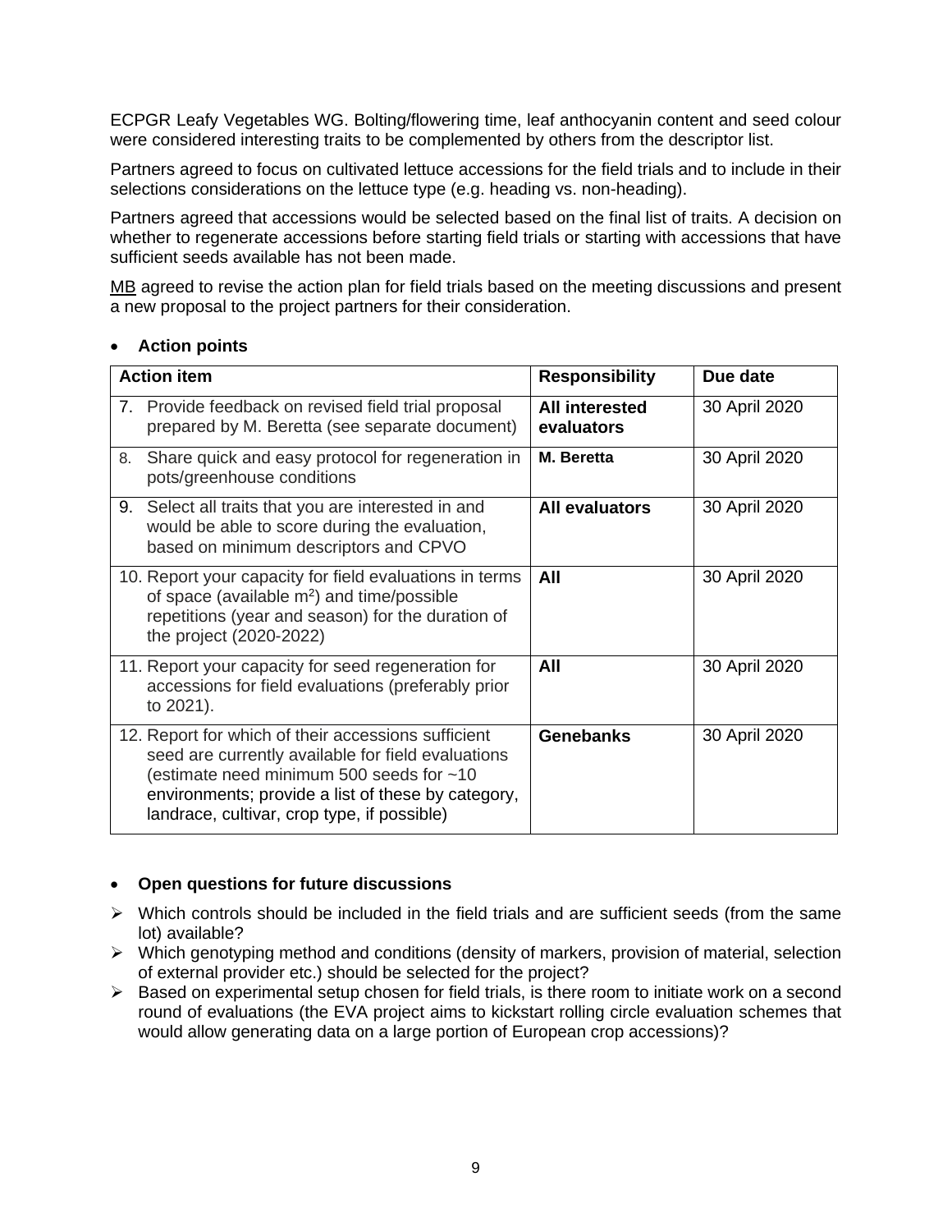ECPGR Leafy Vegetables WG. Bolting/flowering time, leaf anthocyanin content and seed colour were considered interesting traits to be complemented by others from the descriptor list.

Partners agreed to focus on cultivated lettuce accessions for the field trials and to include in their selections considerations on the lettuce type (e.g. heading vs. non-heading).

Partners agreed that accessions would be selected based on the final list of traits. A decision on whether to regenerate accessions before starting field trials or starting with accessions that have sufficient seeds available has not been made.

MB agreed to revise the action plan for field trials based on the meeting discussions and present a new proposal to the project partners for their consideration.

- **Action points**

| Action item | Responsibility | Due date |
|---|---|---|
| 7. Provide feedback on revised field trial proposal prepared by M. Beretta (see separate document) | **All interested evaluators** | 30 April 2020 |
| 8. Share quick and easy protocol for regeneration in pots/greenhouse conditions | **M. Beretta** | 30 April 2020 |
| 9. Select all traits that you are interested in and would be able to score during the evaluation, based on minimum descriptors and CPVO | **All evaluators** | 30 April 2020 |
| 10. Report your capacity for field evaluations in terms of space (available $m^2$) and time/possible repetitions (year and season) for the duration of the project (2020-2022) | **All** | 30 April 2020 |
| 11. Report your capacity for seed regeneration for accessions for field evaluations (preferably prior to 2021). | **All** | 30 April 2020 |
| 12. Report for which of their accessions sufficient seed are currently available for field evaluations (estimate need minimum 500 seeds for ~10 environments; provide a list of these by category, landrace, cultivar, crop type, if possible) | **Genebanks** | 30 April 2020 |

- **Open questions for future discussions**

- Which controls should be included in the field trials and are sufficient seeds (from the same lot) available?
- Which genotyping method and conditions (density of markers, provision of material, selection of external provider etc.) should be selected for the project?
- Based on experimental setup chosen for field trials, is there room to initiate work on a second round of evaluations (the EVA project aims to kickstart rolling circle evaluation schemes that would allow generating data on a large portion of European crop accessions)?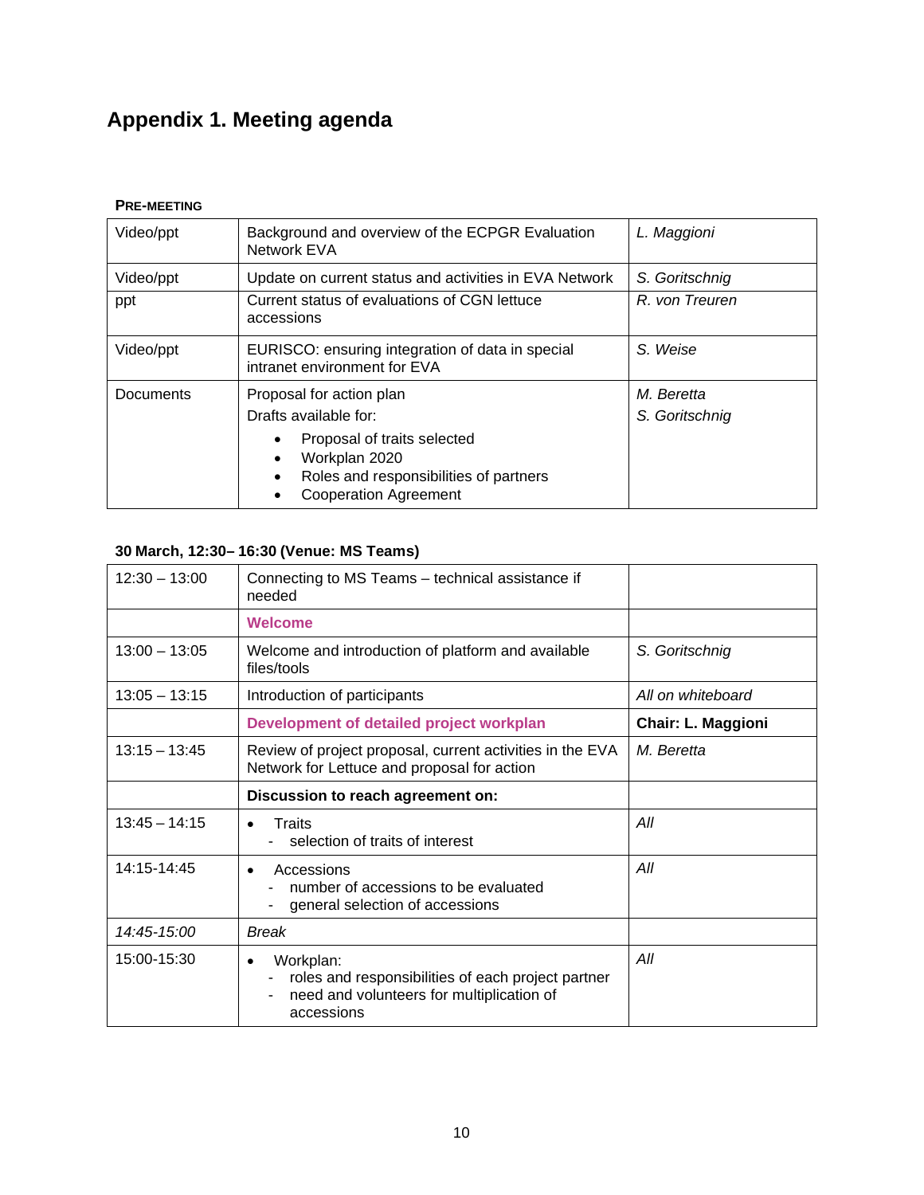# Appendix 1. Meeting agenda

**PRE-MEETING**

| | | |
|---|---|---|
| Video/ppt | Background and overview of the ECPGR Evaluation Network EVA | *L. Maggioni* |
| Video/ppt | Update on current status and activities in EVA Network | *S. Goritschnig* |
| ppt | Current status of evaluations of CGN lettuce accessions | *R. von Treuren* |
| Video/ppt | EURISCO: ensuring integration of data in special intranet environment for EVA | *S. Weise* |
| Documents | Proposal for action plan<br>Drafts available for:<br>• Proposal of traits selected<br>• Workplan 2020<br>• Roles and responsibilities of partners<br>• Cooperation Agreement | *M. Beretta*<br>*S. Goritschnig* |

**30 March, 12:30– 16:30 (Venue: MS Teams)**

| | | |
|---|---|---|
| 12:30 – 13:00 | Connecting to MS Teams – technical assistance if needed | |
| | **Welcome** | |
| 13:00 – 13:05 | Welcome and introduction of platform and available files/tools | *S. Goritschnig* |
| 13:05 – 13:15 | Introduction of participants | *All on whiteboard* |
| | **Development of detailed project workplan** | **Chair: L. Maggioni** |
| 13:15 – 13:45 | Review of project proposal, current activities in the EVA Network for Lettuce and proposal for action | *M. Beretta* |
| | **Discussion to reach agreement on:** | |
| 13:45 – 14:15 | • Traits<br>- selection of traits of interest | *All* |
| 14:15-14:45 | • Accessions<br>- number of accessions to be evaluated<br>- general selection of accessions | *All* |
| *14:45-15:00* | *Break* | |
| 15:00-15:30 | • Workplan:<br>- roles and responsibilities of each project partner<br>- need and volunteers for multiplication of accessions | *All* |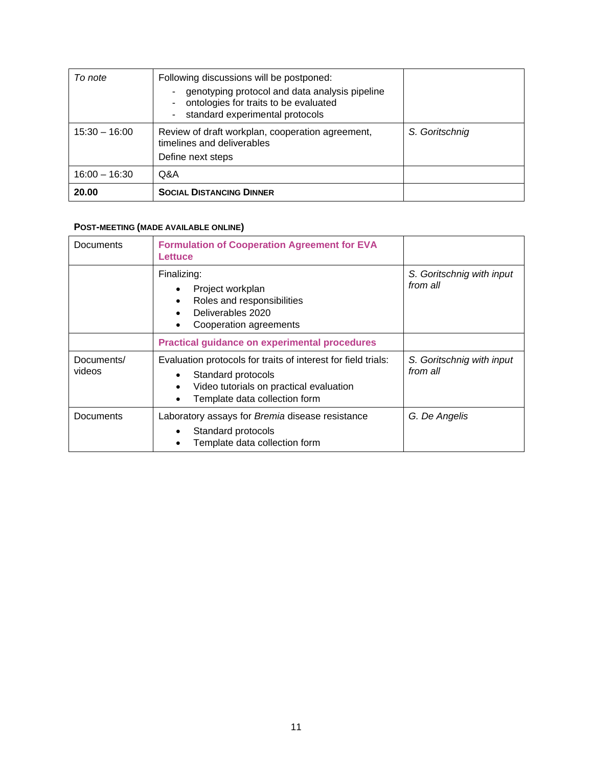| | | |
|---|---|---|
| *To note* | Following discussions will be postponed:<br>- genotyping protocol and data analysis pipeline<br>- ontologies for traits to be evaluated<br>- standard experimental protocols | |
| 15:30 – 16:00 | Review of draft workplan, cooperation agreement, timelines and deliverables<br>Define next steps | *S. Goritschnig* |
| 16:00 – 16:30 | Q&A | |
| **20.00** | **SOCIAL DISTANCING DINNER** | |

**POST-MEETING (MADE AVAILABLE ONLINE)**

| | | |
|---|---|---|
| Documents | **Formulation of Cooperation Agreement for EVA Lettuce** | |
| | Finalizing:<br>• Project workplan<br>• Roles and responsibilities<br>• Deliverables 2020<br>• Cooperation agreements | *S. Goritschnig with input from all* |
| | **Practical guidance on experimental procedures** | |
| Documents/ videos | Evaluation protocols for traits of interest for field trials:<br>• Standard protocols<br>• Video tutorials on practical evaluation<br>• Template data collection form | *S. Goritschnig with input from all* |
| Documents | Laboratory assays for *Bremia* disease resistance<br>• Standard protocols<br>• Template data collection form | *G. De Angelis* |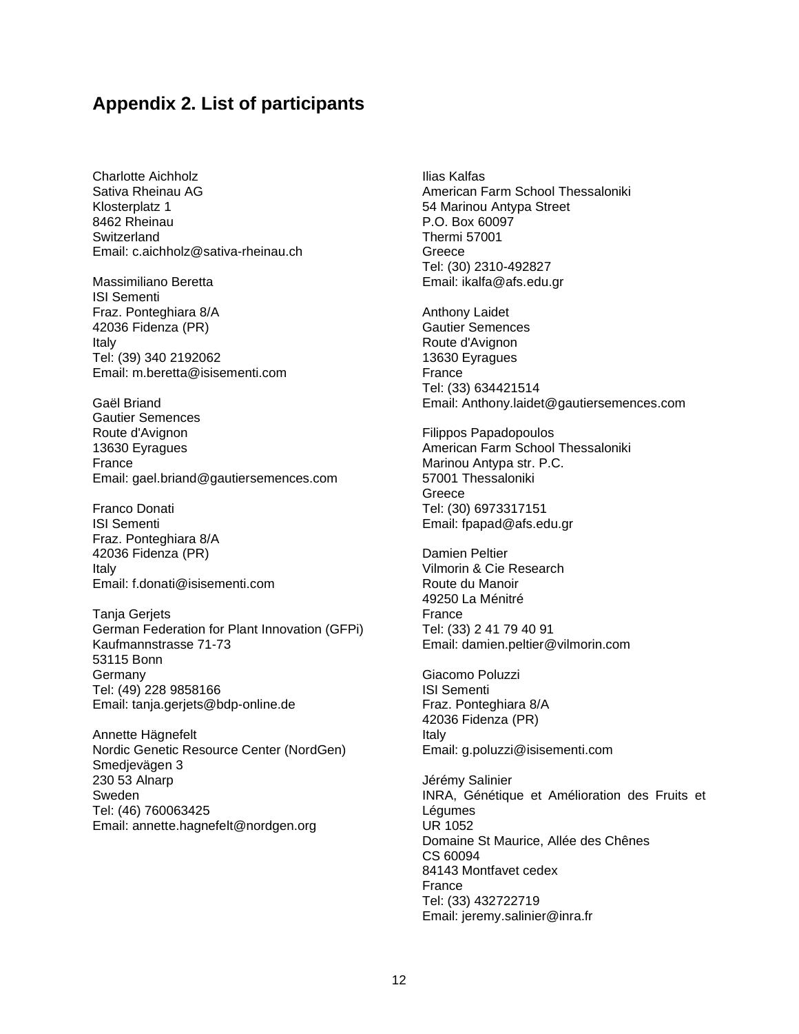## Appendix 2. List of participants

Charlotte Aichholz
Sativa Rheinau AG
Klosterplatz 1
8462 Rheinau
Switzerland
Email: c.aichholz@sativa-rheinau.ch

Massimiliano Beretta
ISI Sementi
Fraz. Ponteghiara 8/A
42036 Fidenza (PR)
Italy
Tel: (39) 340 2192062
Email: m.beretta@isisementi.com

Gaël Briand
Gautier Semences
Route d'Avignon
13630 Eyragues
France
Email: gael.briand@gautiersemences.com

Franco Donati
ISI Sementi
Fraz. Ponteghiara 8/A
42036 Fidenza (PR)
Italy
Email: f.donati@isisementi.com

Tanja Gerjets
German Federation for Plant Innovation (GFPi)
Kaufmannstrasse 71-73
53115 Bonn
Germany
Tel: (49) 228 9858166
Email: tanja.gerjets@bdp-online.de

Annette Hägnefelt
Nordic Genetic Resource Center (NordGen)
Smedjevägen 3
230 53 Alnarp
Sweden
Tel: (46) 760063425
Email: annette.hagnefelt@nordgen.org

Ilias Kalfas
American Farm School Thessaloniki
54 Marinou Antypa Street
P.O. Box 60097
Thermi 57001
Greece
Tel: (30) 2310-492827
Email: ikalfa@afs.edu.gr

Anthony Laidet
Gautier Semences
Route d'Avignon
13630 Eyragues
France
Tel: (33) 634421514
Email: Anthony.laidet@gautiersemences.com

Filippos Papadopoulos
American Farm School Thessaloniki
Marinou Antypa str. P.C.
57001 Thessaloniki
Greece
Tel: (30) 6973317151
Email: fpapad@afs.edu.gr

Damien Peltier
Vilmorin & Cie Research
Route du Manoir
49250 La Ménitré
France
Tel: (33) 2 41 79 40 91
Email: damien.peltier@vilmorin.com

Giacomo Poluzzi
ISI Sementi
Fraz. Ponteghiara 8/A
42036 Fidenza (PR)
Italy
Email: g.poluzzi@isisementi.com

Jérémy Salinier
INRA, Génétique et Amélioration des Fruits et Légumes
UR 1052
Domaine St Maurice, Allée des Chênes
CS 60094
84143 Montfavet cedex
France
Tel: (33) 432722719
Email: jeremy.salinier@inra.fr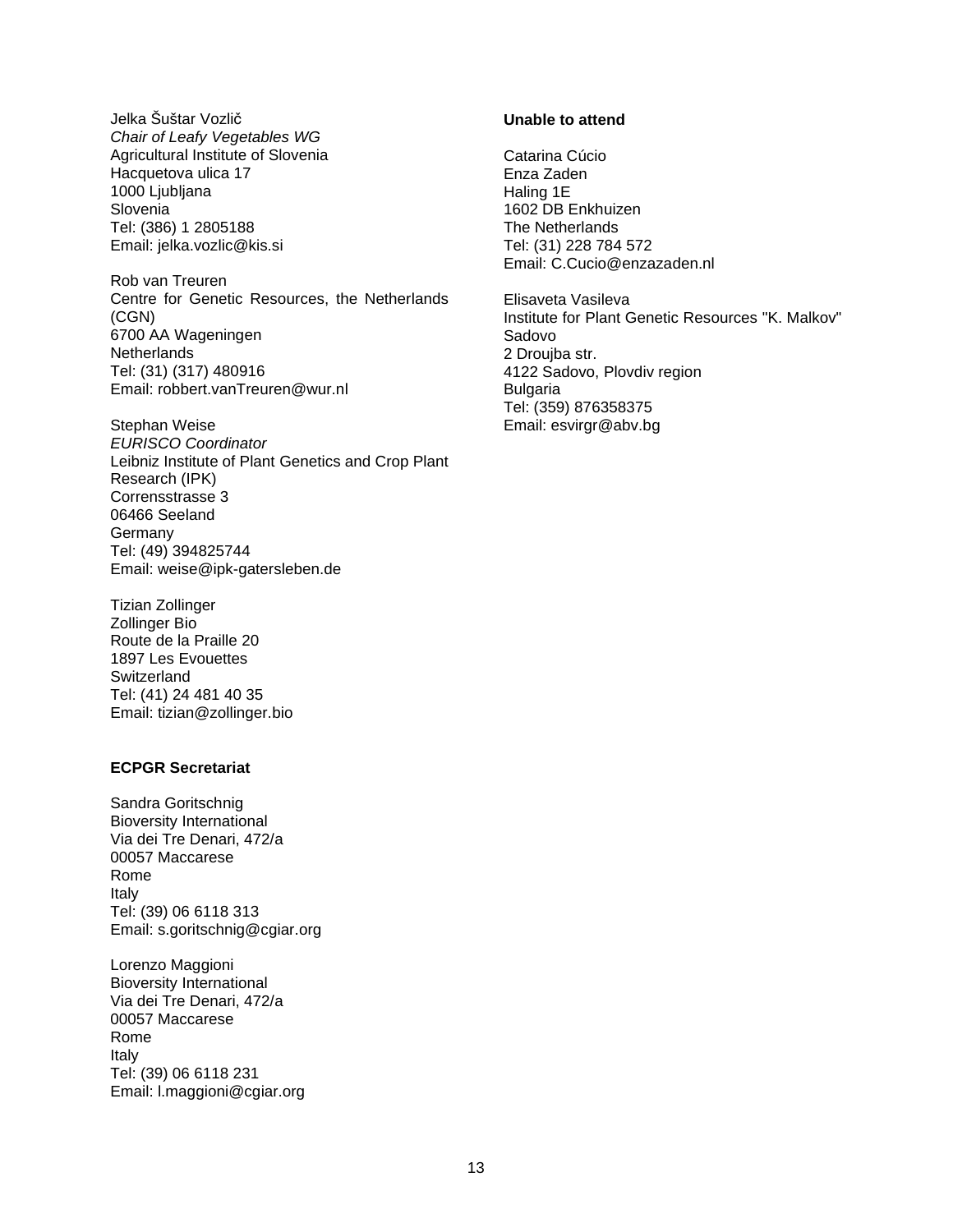Jelka Šuštar Vozlič
*Chair of Leafy Vegetables WG*
Agricultural Institute of Slovenia
Hacquetova ulica 17
1000 Ljubljana
Slovenia
Tel: (386) 1 2805188
Email: jelka.vozlic@kis.si

Rob van Treuren
Centre for Genetic Resources, the Netherlands (CGN)
6700 AA Wageningen
Netherlands
Tel: (31) (317) 480916
Email: robbert.vanTreuren@wur.nl

Stephan Weise
*EURISCO Coordinator*
Leibniz Institute of Plant Genetics and Crop Plant Research (IPK)
Corrensstrasse 3
06466 Seeland
Germany
Tel: (49) 394825744
Email: weise@ipk-gatersleben.de

Tizian Zollinger
Zollinger Bio
Route de la Praille 20
1897 Les Evouettes
Switzerland
Tel: (41) 24 481 40 35
Email: tizian@zollinger.bio

**ECPGR Secretariat**

Sandra Goritschnig
Bioversity International
Via dei Tre Denari, 472/a
00057 Maccarese
Rome
Italy
Tel: (39) 06 6118 313
Email: s.goritschnig@cgiar.org

Lorenzo Maggioni
Bioversity International
Via dei Tre Denari, 472/a
00057 Maccarese
Rome
Italy
Tel: (39) 06 6118 231
Email: l.maggioni@cgiar.org

**Unable to attend**

Catarina Cúcio
Enza Zaden
Haling 1E
1602 DB Enkhuizen
The Netherlands
Tel: (31) 228 784 572
Email: C.Cucio@enzazaden.nl

Elisaveta Vasileva
Institute for Plant Genetic Resources "K. Malkov" Sadovo
2 Droujba str.
4122 Sadovo, Plovdiv region
Bulgaria
Tel: (359) 876358375
Email: esvirgr@abv.bg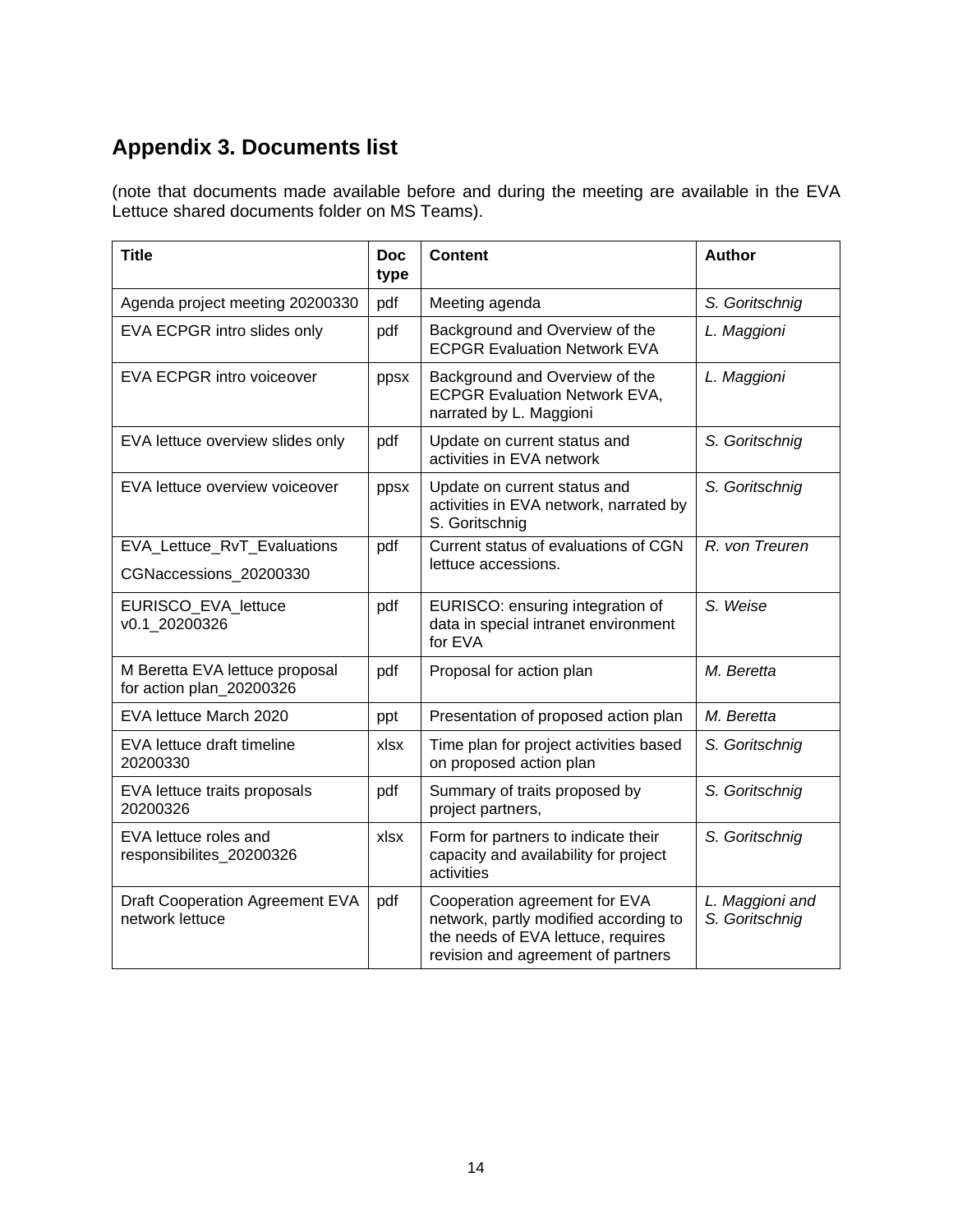## Appendix 3. Documents list

(note that documents made available before and during the meeting are available in the EVA Lettuce shared documents folder on MS Teams).

| Title | Doc type | Content | Author |
|---|---|---|---|
| Agenda project meeting 20200330 | pdf | Meeting agenda | *S. Goritschnig* |
| EVA ECPGR intro slides only | pdf | Background and Overview of the ECPGR Evaluation Network EVA | *L. Maggioni* |
| EVA ECPGR intro voiceover | ppsx | Background and Overview of the ECPGR Evaluation Network EVA, narrated by L. Maggioni | *L. Maggioni* |
| EVA lettuce overview slides only | pdf | Update on current status and activities in EVA network | *S. Goritschnig* |
| EVA lettuce overview voiceover | ppsx | Update on current status and activities in EVA network, narrated by S. Goritschnig | *S. Goritschnig* |
| EVA_Lettuce_RvT_Evaluations CGNaccessions_20200330 | pdf | Current status of evaluations of CGN lettuce accessions. | *R. von Treuren* |
| EURISCO_EVA_lettuce v0.1_20200326 | pdf | EURISCO: ensuring integration of data in special intranet environment for EVA | *S. Weise* |
| M Beretta EVA lettuce proposal for action plan_20200326 | pdf | Proposal for action plan | *M. Beretta* |
| EVA lettuce March 2020 | ppt | Presentation of proposed action plan | *M. Beretta* |
| EVA lettuce draft timeline 20200330 | xlsx | Time plan for project activities based on proposed action plan | *S. Goritschnig* |
| EVA lettuce traits proposals 20200326 | pdf | Summary of traits proposed by project partners, | *S. Goritschnig* |
| EVA lettuce roles and responsibilites_20200326 | xlsx | Form for partners to indicate their capacity and availability for project activities | *S. Goritschnig* |
| Draft Cooperation Agreement EVA network lettuce | pdf | Cooperation agreement for EVA network, partly modified according to the needs of EVA lettuce, requires revision and agreement of partners | *L. Maggioni and S. Goritschnig* |